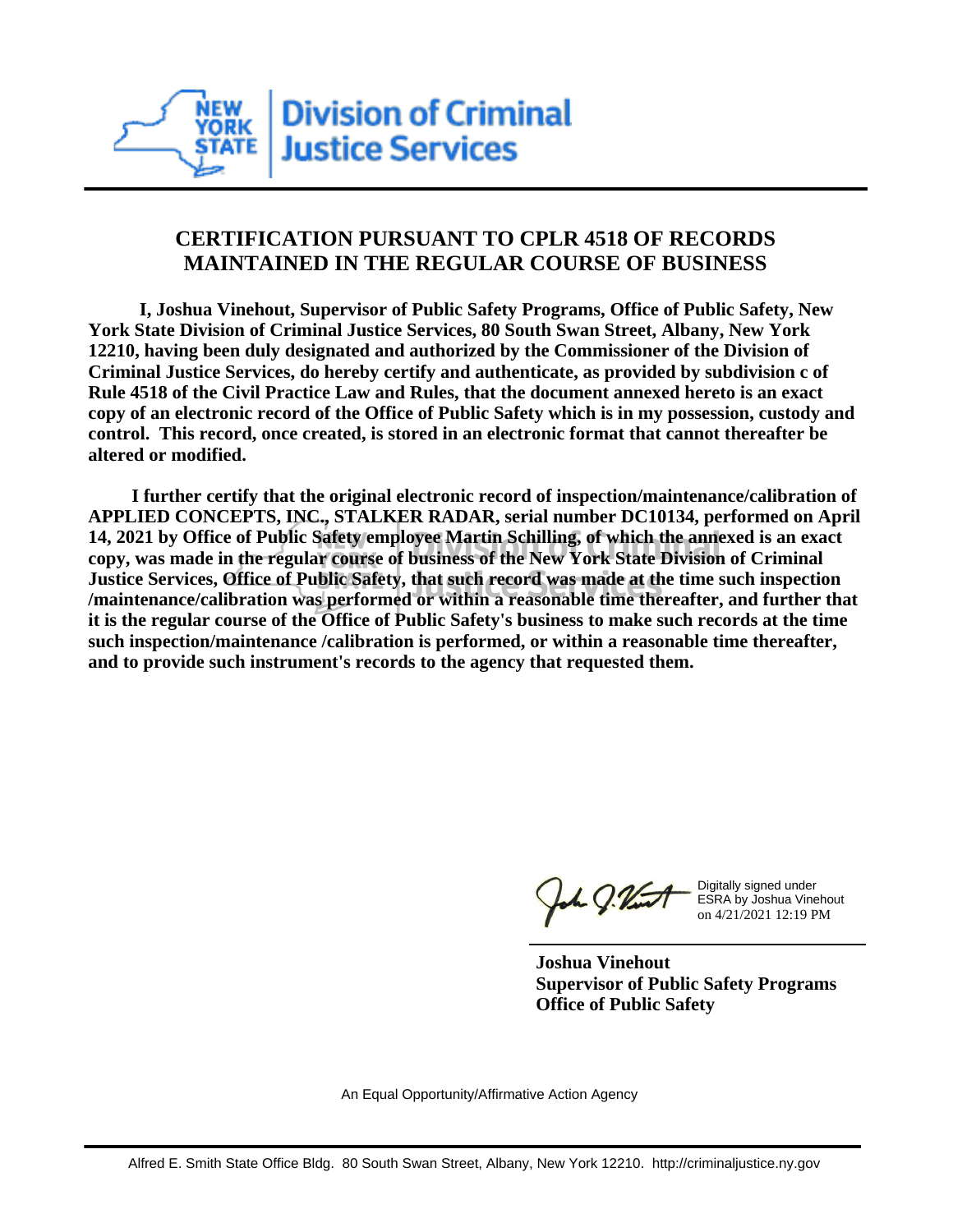# CERTIFICATION PURSUANT TO CPLR 4518 OF RECORDS MAINTAINED IN THE REGULAR COURSE OF BUSINESS

**I, Joshua Vinehout, Supervisor of Public Safety Programs, Office of Public Safety, New York State Division of Criminal Justice Services, 80 South Swan Street, Albany, New York 12210, having been duly designated and authorized by the Commissioner of the Division of Criminal Justice Services, do hereby certify and authenticate, as provided by subdivision c of Rule 4518 of the Civil Practice Law and Rules, that the document annexed hereto is an exact copy of an electronic record of the Office of Public Safety which is in my possession, custody and control. This record, once created, is stored in an electronic format that cannot thereafter be altered or modified.**

**I further certify that the original electronic record of inspection/maintenance/calibration of APPLIED CONCEPTS, INC., STALKER RADAR, serial number DC10134, performed on April 14, 2021 by Office of Public Safety employee Martin Schilling, of which the annexed is an exact copy, was made in the regular course of business of the New York State Division of Criminal Justice Services, Office of Public Safety, that such record was made at the time such inspection /maintenance/calibration was performed or within a reasonable time thereafter, and further that it is the regular course of the Office of Public Safety's business to make such records at the time such inspection/maintenance /calibration is performed, or within a reasonable time thereafter, and to provide such instrument's records to the agency that requested them.**

Digitally signed under ESRA by Joshua Vinehout on 4/21/2021 12:19 PM

**Joshua Vinehout**
**Supervisor of Public Safety Programs**
**Office of Public Safety**

An Equal Opportunity/Affirmative Action Agency

Alfred E. Smith State Office Bldg. 80 South Swan Street, Albany, New York 12210. http://criminaljustice.ny.gov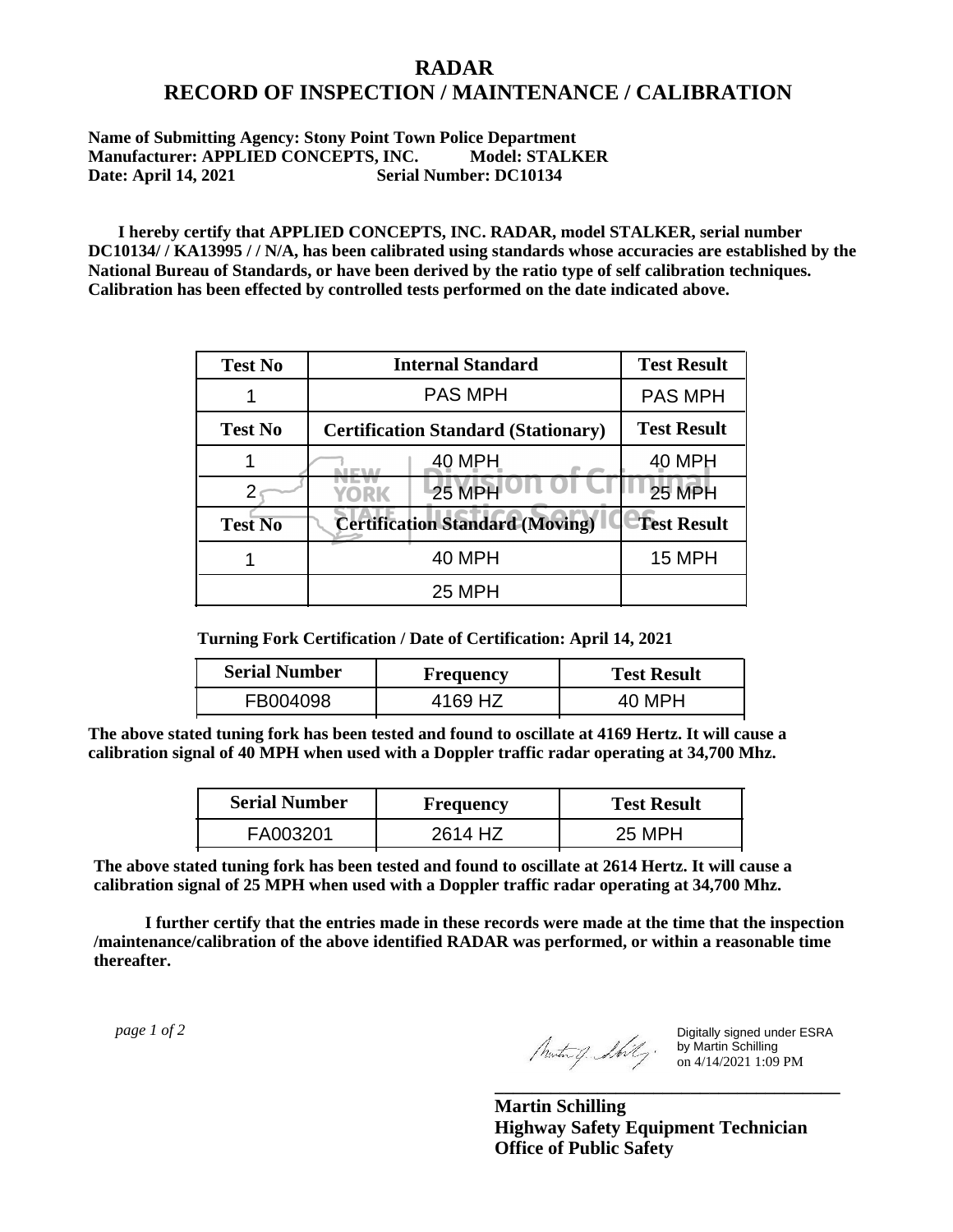# RADAR
# RECORD OF INSPECTION / MAINTENANCE / CALIBRATION

**Name of Submitting Agency: Stony Point Town Police Department**
**Manufacturer: APPLIED CONCEPTS, INC. Model: STALKER**
**Date: April 14, 2021 Serial Number: DC10134**

**I hereby certify that APPLIED CONCEPTS, INC. RADAR, model STALKER, serial number DC10134/ / KA13995 / / N/A, has been calibrated using standards whose accuracies are established by the National Bureau of Standards, or have been derived by the ratio type of self calibration techniques. Calibration has been effected by controlled tests performed on the date indicated above.**

| Test No | Internal Standard | Test Result |
|---|---|---|
| 1 | PAS MPH | PAS MPH |
| **Test No** | **Certification Standard (Stationary)** | **Test Result** |
| 1 | 40 MPH | 40 MPH |
| 2 | 25 MPH | 25 MPH |
| **Test No** | **Certification Standard (Moving)** | **Test Result** |
| 1 | 40 MPH | 15 MPH |
| | 25 MPH | |

**Turning Fork Certification / Date of Certification: April 14, 2021**

| Serial Number | Frequency | Test Result |
|---|---|---|
| FB004098 | 4169 HZ | 40 MPH |

**The above stated tuning fork has been tested and found to oscillate at 4169 Hertz. It will cause a calibration signal of 40 MPH when used with a Doppler traffic radar operating at 34,700 Mhz.**

| Serial Number | Frequency | Test Result |
|---|---|---|
| FA003201 | 2614 HZ | 25 MPH |

**The above stated tuning fork has been tested and found to oscillate at 2614 Hertz. It will cause a calibration signal of 25 MPH when used with a Doppler traffic radar operating at 34,700 Mhz.**

**I further certify that the entries made in these records were made at the time that the inspection /maintenance/calibration of the above identified RADAR was performed, or within a reasonable time thereafter.**

*page 1 of 2*

Digitally signed under ESRA by Martin Schilling on 4/14/2021 1:09 PM

**Martin Schilling**
**Highway Safety Equipment Technician**
**Office of Public Safety**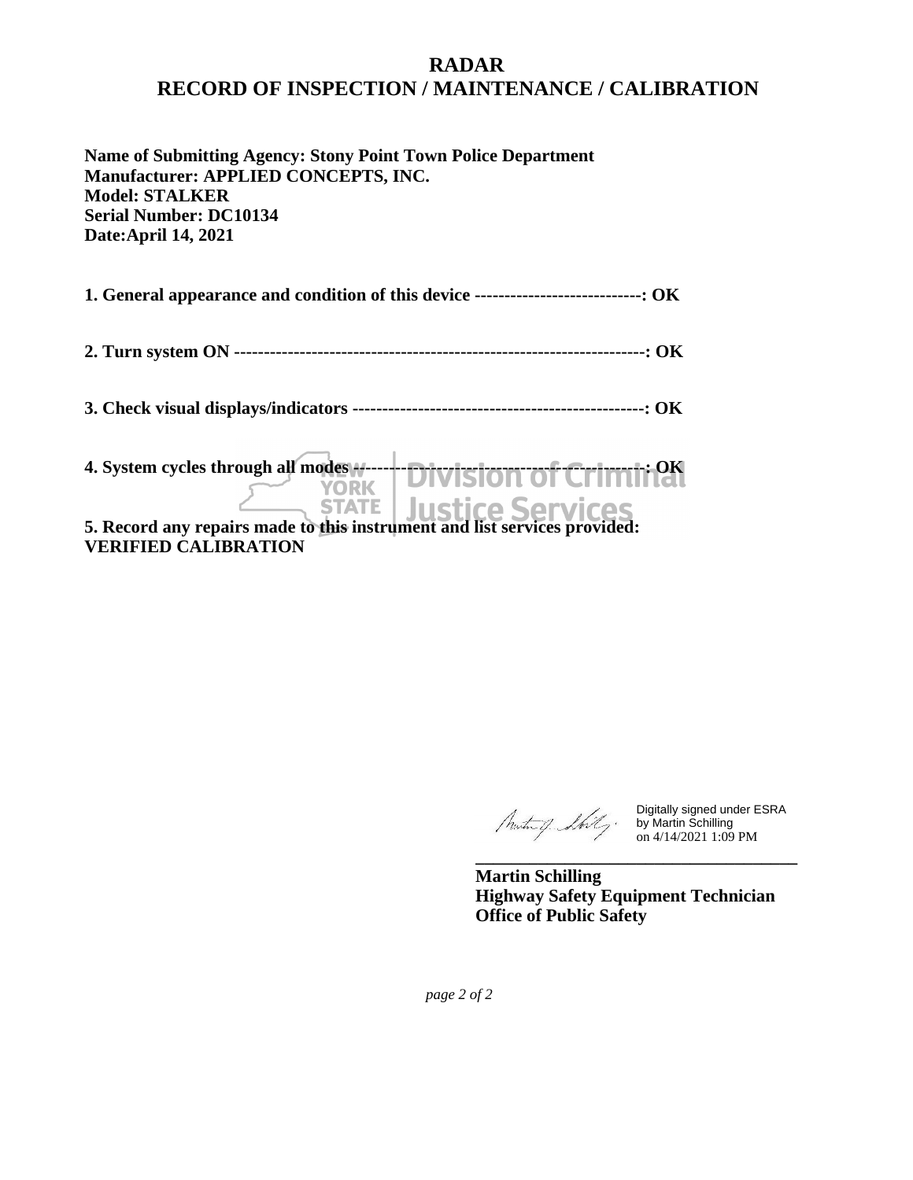# RADAR
# RECORD OF INSPECTION / MAINTENANCE / CALIBRATION

**Name of Submitting Agency: Stony Point Town Police Department**
**Manufacturer: APPLIED CONCEPTS, INC.**
**Model: STALKER**
**Serial Number: DC10134**
**Date:April 14, 2021**

**1. General appearance and condition of this device ----------------------------: OK**

**2. Turn system ON -------------------------------------------------------------------: OK**

**3. Check visual displays/indicators -------------------------------------------------: OK**

**4. System cycles through all modes -------------------------------------------------: OK**

**5. Record any repairs made to this instrument and list services provided:**
**VERIFIED CALIBRATION**

Digitally signed under ESRA
by Martin Schilling
on 4/14/2021 1:09 PM

\_\_\_\_\_\_\_\_\_\_\_\_\_\_\_\_\_\_\_\_\_\_\_\_\_\_\_\_\_\_\_\_\_\_\_\_\_\_

**Martin Schilling**
**Highway Safety Equipment Technician**
**Office of Public Safety**